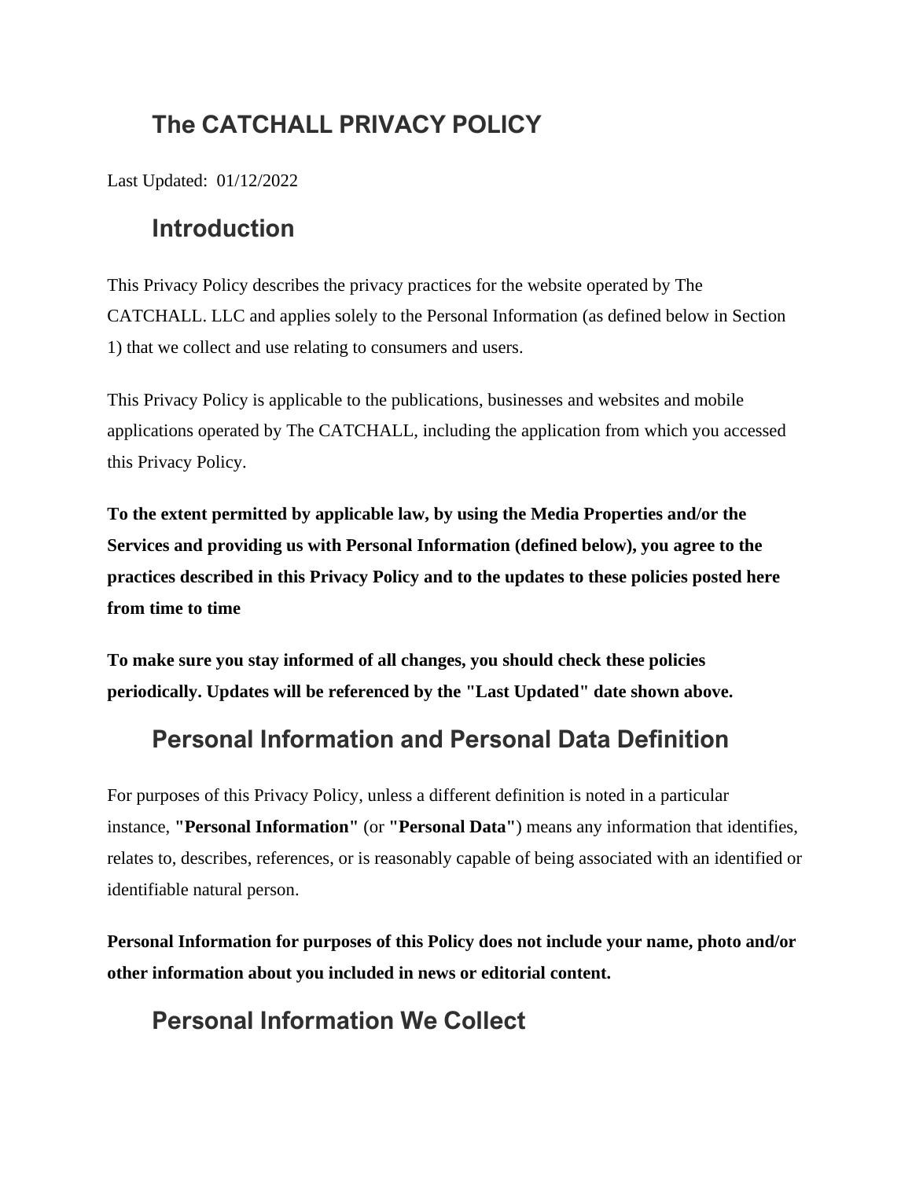# The CATCHALL PRIVACY POLICY

Last Updated: 01/12/2022

## Introduction

This Privacy Policy describes the privacy practices for the website operated by The CATCHALL. LLC and applies solely to the Personal Information (as defined below in Section 1) that we collect and use relating to consumers and users.

This Privacy Policy is applicable to the publications, businesses and websites and mobile applications operated by The CATCHALL, including the application from which you accessed this Privacy Policy.

**To the extent permitted by applicable law, by using the Media Properties and/or the Services and providing us with Personal Information (defined below), you agree to the practices described in this Privacy Policy and to the updates to these policies posted here from time to time**

**To make sure you stay informed of all changes, you should check these policies periodically. Updates will be referenced by the "Last Updated" date shown above.**

## Personal Information and Personal Data Definition

For purposes of this Privacy Policy, unless a different definition is noted in a particular instance, **"Personal Information"** (or **"Personal Data"**) means any information that identifies, relates to, describes, references, or is reasonably capable of being associated with an identified or identifiable natural person.

**Personal Information for purposes of this Policy does not include your name, photo and/or other information about you included in news or editorial content.**

## Personal Information We Collect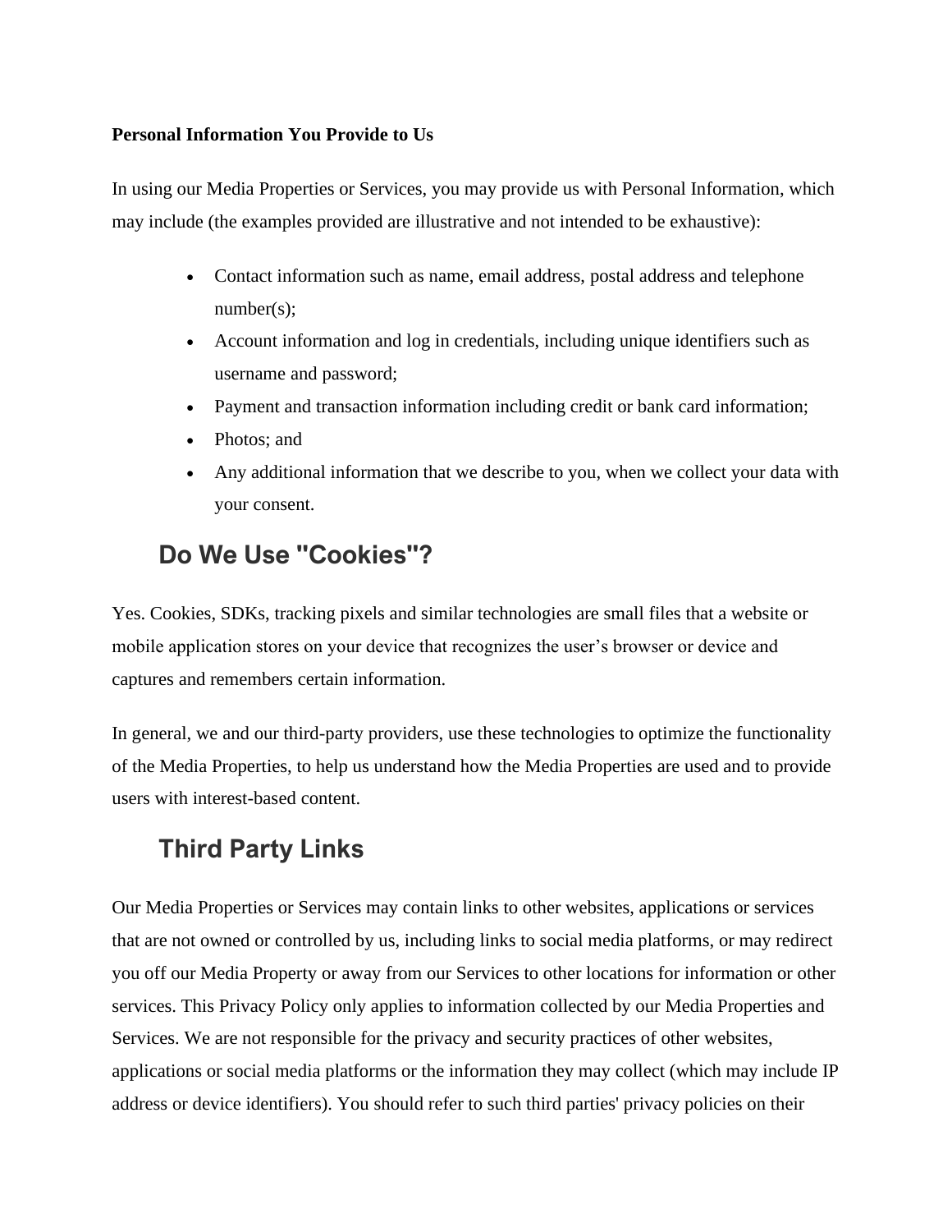**Personal Information You Provide to Us**

In using our Media Properties or Services, you may provide us with Personal Information, which may include (the examples provided are illustrative and not intended to be exhaustive):

- Contact information such as name, email address, postal address and telephone number(s);
- Account information and log in credentials, including unique identifiers such as username and password;
- Payment and transaction information including credit or bank card information;
- Photos; and
- Any additional information that we describe to you, when we collect your data with your consent.

## Do We Use "Cookies"?

Yes. Cookies, SDKs, tracking pixels and similar technologies are small files that a website or mobile application stores on your device that recognizes the user's browser or device and captures and remembers certain information.

In general, we and our third-party providers, use these technologies to optimize the functionality of the Media Properties, to help us understand how the Media Properties are used and to provide users with interest-based content.

## Third Party Links

Our Media Properties or Services may contain links to other websites, applications or services that are not owned or controlled by us, including links to social media platforms, or may redirect you off our Media Property or away from our Services to other locations for information or other services. This Privacy Policy only applies to information collected by our Media Properties and Services. We are not responsible for the privacy and security practices of other websites, applications or social media platforms or the information they may collect (which may include IP address or device identifiers). You should refer to such third parties' privacy policies on their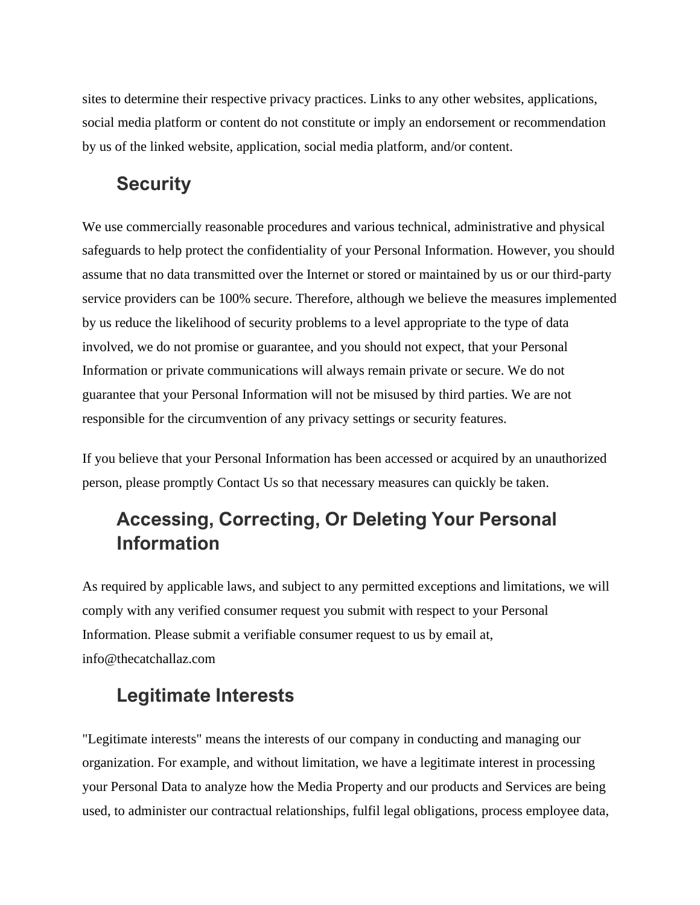sites to determine their respective privacy practices. Links to any other websites, applications, social media platform or content do not constitute or imply an endorsement or recommendation by us of the linked website, application, social media platform, and/or content.

## Security

We use commercially reasonable procedures and various technical, administrative and physical safeguards to help protect the confidentiality of your Personal Information. However, you should assume that no data transmitted over the Internet or stored or maintained by us or our third-party service providers can be 100% secure. Therefore, although we believe the measures implemented by us reduce the likelihood of security problems to a level appropriate to the type of data involved, we do not promise or guarantee, and you should not expect, that your Personal Information or private communications will always remain private or secure. We do not guarantee that your Personal Information will not be misused by third parties. We are not responsible for the circumvention of any privacy settings or security features.

If you believe that your Personal Information has been accessed or acquired by an unauthorized person, please promptly Contact Us so that necessary measures can quickly be taken.

## Accessing, Correcting, Or Deleting Your Personal Information

As required by applicable laws, and subject to any permitted exceptions and limitations, we will comply with any verified consumer request you submit with respect to your Personal Information. Please submit a verifiable consumer request to us by email at, info@thecatchallaz.com

## Legitimate Interests

"Legitimate interests" means the interests of our company in conducting and managing our organization. For example, and without limitation, we have a legitimate interest in processing your Personal Data to analyze how the Media Property and our products and Services are being used, to administer our contractual relationships, fulfil legal obligations, process employee data,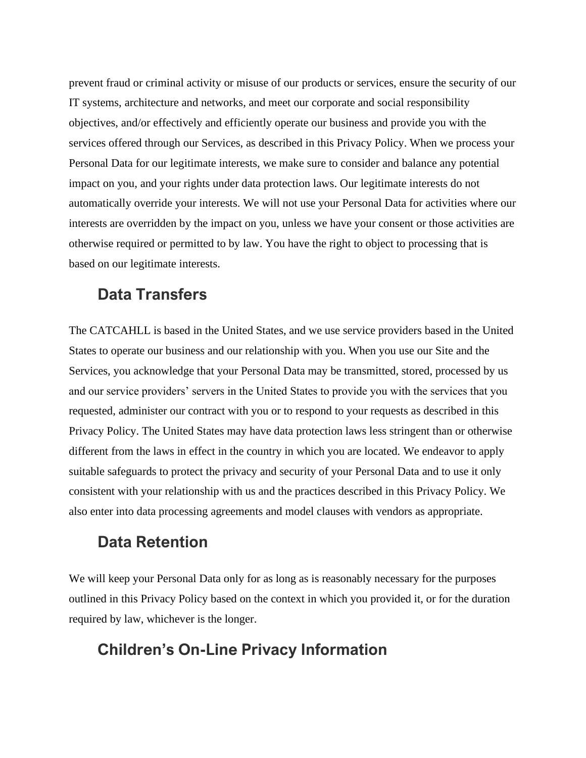prevent fraud or criminal activity or misuse of our products or services, ensure the security of our IT systems, architecture and networks, and meet our corporate and social responsibility objectives, and/or effectively and efficiently operate our business and provide you with the services offered through our Services, as described in this Privacy Policy. When we process your Personal Data for our legitimate interests, we make sure to consider and balance any potential impact on you, and your rights under data protection laws. Our legitimate interests do not automatically override your interests. We will not use your Personal Data for activities where our interests are overridden by the impact on you, unless we have your consent or those activities are otherwise required or permitted to by law. You have the right to object to processing that is based on our legitimate interests.

## Data Transfers

The CATCAHLL is based in the United States, and we use service providers based in the United States to operate our business and our relationship with you. When you use our Site and the Services, you acknowledge that your Personal Data may be transmitted, stored, processed by us and our service providers' servers in the United States to provide you with the services that you requested, administer our contract with you or to respond to your requests as described in this Privacy Policy. The United States may have data protection laws less stringent than or otherwise different from the laws in effect in the country in which you are located. We endeavor to apply suitable safeguards to protect the privacy and security of your Personal Data and to use it only consistent with your relationship with us and the practices described in this Privacy Policy. We also enter into data processing agreements and model clauses with vendors as appropriate.

## Data Retention

We will keep your Personal Data only for as long as is reasonably necessary for the purposes outlined in this Privacy Policy based on the context in which you provided it, or for the duration required by law, whichever is the longer.

## Children's On-Line Privacy Information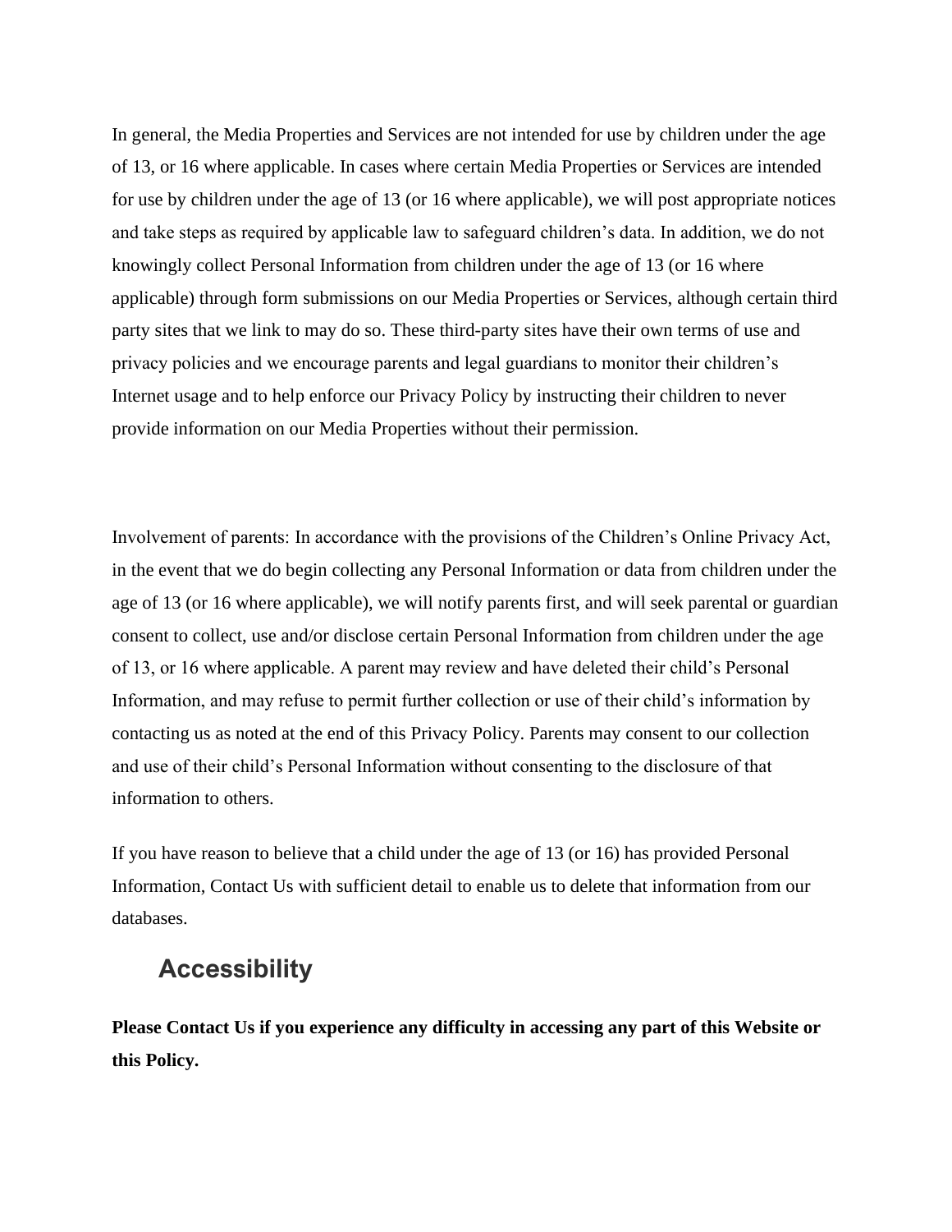In general, the Media Properties and Services are not intended for use by children under the age of 13, or 16 where applicable. In cases where certain Media Properties or Services are intended for use by children under the age of 13 (or 16 where applicable), we will post appropriate notices and take steps as required by applicable law to safeguard children's data. In addition, we do not knowingly collect Personal Information from children under the age of 13 (or 16 where applicable) through form submissions on our Media Properties or Services, although certain third party sites that we link to may do so. These third-party sites have their own terms of use and privacy policies and we encourage parents and legal guardians to monitor their children's Internet usage and to help enforce our Privacy Policy by instructing their children to never provide information on our Media Properties without their permission.

Involvement of parents: In accordance with the provisions of the Children's Online Privacy Act, in the event that we do begin collecting any Personal Information or data from children under the age of 13 (or 16 where applicable), we will notify parents first, and will seek parental or guardian consent to collect, use and/or disclose certain Personal Information from children under the age of 13, or 16 where applicable. A parent may review and have deleted their child's Personal Information, and may refuse to permit further collection or use of their child's information by contacting us as noted at the end of this Privacy Policy. Parents may consent to our collection and use of their child's Personal Information without consenting to the disclosure of that information to others.

If you have reason to believe that a child under the age of 13 (or 16) has provided Personal Information, Contact Us with sufficient detail to enable us to delete that information from our databases.

## Accessibility

**Please Contact Us if you experience any difficulty in accessing any part of this Website or this Policy.**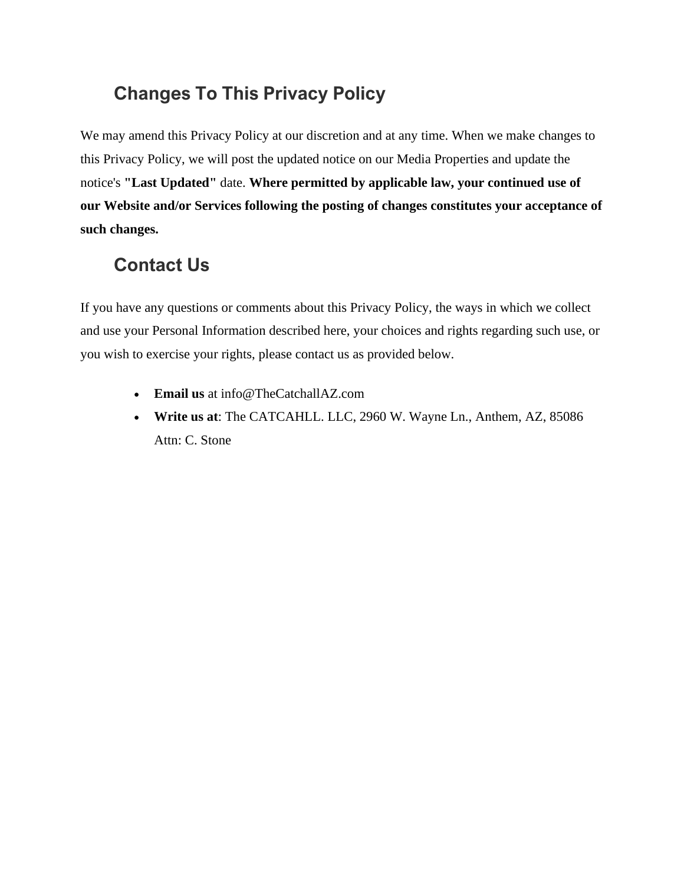## Changes To This Privacy Policy

We may amend this Privacy Policy at our discretion and at any time. When we make changes to this Privacy Policy, we will post the updated notice on our Media Properties and update the notice's **"Last Updated"** date. **Where permitted by applicable law, your continued use of our Website and/or Services following the posting of changes constitutes your acceptance of such changes.**

## Contact Us

If you have any questions or comments about this Privacy Policy, the ways in which we collect and use your Personal Information described here, your choices and rights regarding such use, or you wish to exercise your rights, please contact us as provided below.

- **Email us** at info@TheCatchallAZ.com
- **Write us at**: The CATCAHLL. LLC, 2960 W. Wayne Ln., Anthem, AZ, 85086 Attn: C. Stone